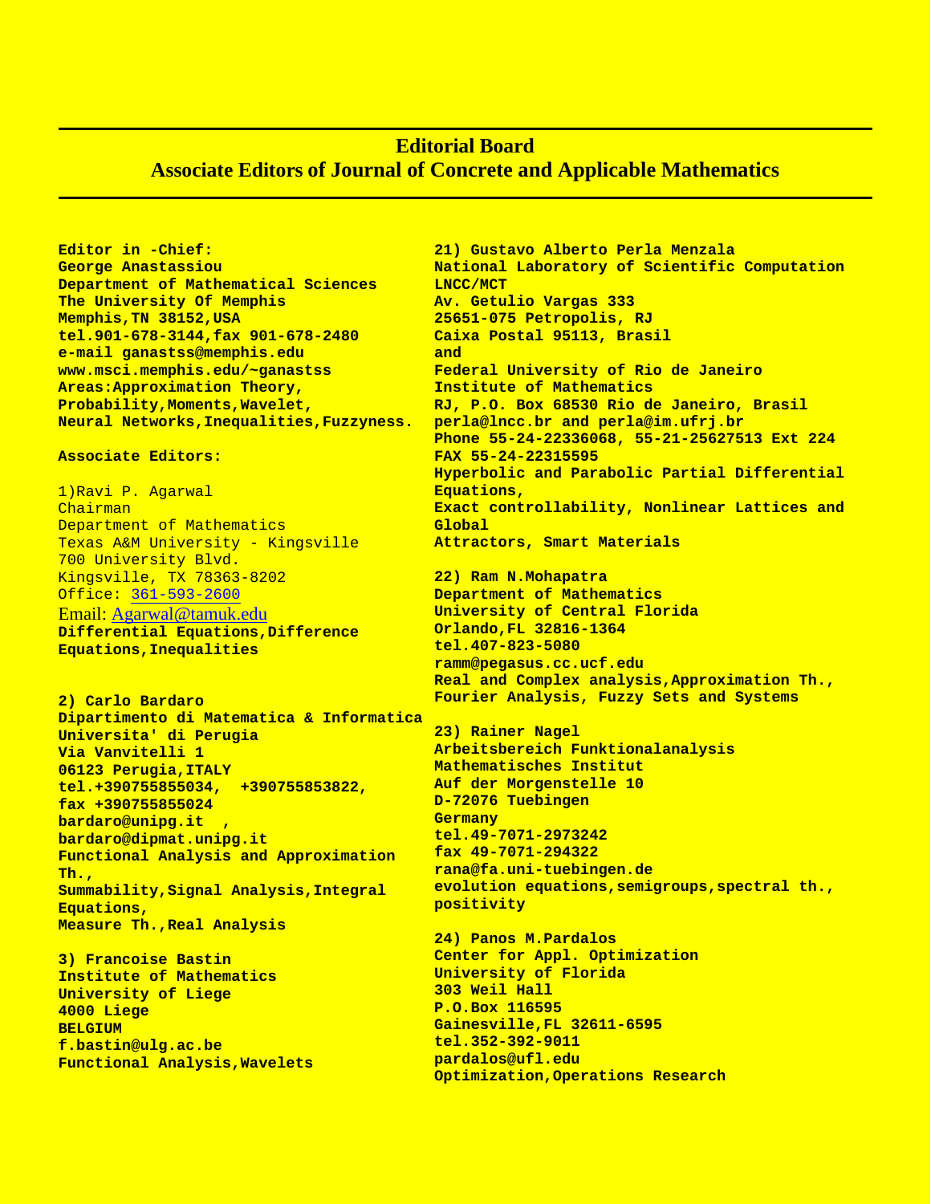# Editorial Board

## Associate Editors of Journal of Concrete and Applicable Mathematics

**Editor in -Chief:**
**George Anastassiou**
**Department of Mathematical Sciences**
**The University Of Memphis**
**Memphis,TN 38152,USA**
**tel.901-678-3144,fax 901-678-2480**
**e-mail ganastss@memphis.edu**
**www.msci.memphis.edu/~ganastss**
**Areas:Approximation Theory, Probability,Moments,Wavelet, Neural Networks,Inequalities,Fuzzyness.**

**Associate Editors:**

1)Ravi P. Agarwal
Chairman
Department of Mathematics
Texas A&M University - Kingsville
700 University Blvd.
Kingsville, TX 78363-8202
Office: 361-593-2600
Email: Agarwal@tamuk.edu
**Differential Equations,Difference Equations,Inequalities**

**2) Carlo Bardaro**
**Dipartimento di Matematica & Informatica**
**Universita' di Perugia**
**Via Vanvitelli 1**
**06123 Perugia,ITALY**
**tel.+390755855034, +390755853822,**
**fax +390755855024**
**bardaro@unipg.it ,**
**bardaro@dipmat.unipg.it**
**Functional Analysis and Approximation Th.,**
**Summability,Signal Analysis,Integral Equations,**
**Measure Th.,Real Analysis**

**3) Francoise Bastin**
**Institute of Mathematics**
**University of Liege**
**4000 Liege**
**BELGIUM**
**f.bastin@ulg.ac.be**
**Functional Analysis,Wavelets**

**21) Gustavo Alberto Perla Menzala**
**National Laboratory of Scientific Computation LNCC/MCT**
**Av. Getulio Vargas 333**
**25651-075 Petropolis, RJ**
**Caixa Postal 95113, Brasil**
**and**
**Federal University of Rio de Janeiro**
**Institute of Mathematics**
**RJ, P.O. Box 68530 Rio de Janeiro, Brasil**
**perla@lncc.br and perla@im.ufrj.br**
**Phone 55-24-22336068, 55-21-25627513 Ext 224**
**FAX 55-24-22315595**
**Hyperbolic and Parabolic Partial Differential Equations,**
**Exact controllability, Nonlinear Lattices and Global**
**Attractors, Smart Materials**

**22) Ram N.Mohapatra**
**Department of Mathematics**
**University of Central Florida**
**Orlando,FL 32816-1364**
**tel.407-823-5080**
**ramm@pegasus.cc.ucf.edu**
**Real and Complex analysis,Approximation Th., Fourier Analysis, Fuzzy Sets and Systems**

**23) Rainer Nagel**
**Arbeitsbereich Funktionalanalysis**
**Mathematisches Institut**
**Auf der Morgenstelle 10**
**D-72076 Tuebingen**
**Germany**
**tel.49-7071-2973242**
**fax 49-7071-294322**
**rana@fa.uni-tuebingen.de**
**evolution equations,semigroups,spectral th., positivity**

**24) Panos M.Pardalos**
**Center for Appl. Optimization**
**University of Florida**
**303 Weil Hall**
**P.O.Box 116595**
**Gainesville,FL 32611-6595**
**tel.352-392-9011**
**pardalos@ufl.edu**
**Optimization,Operations Research**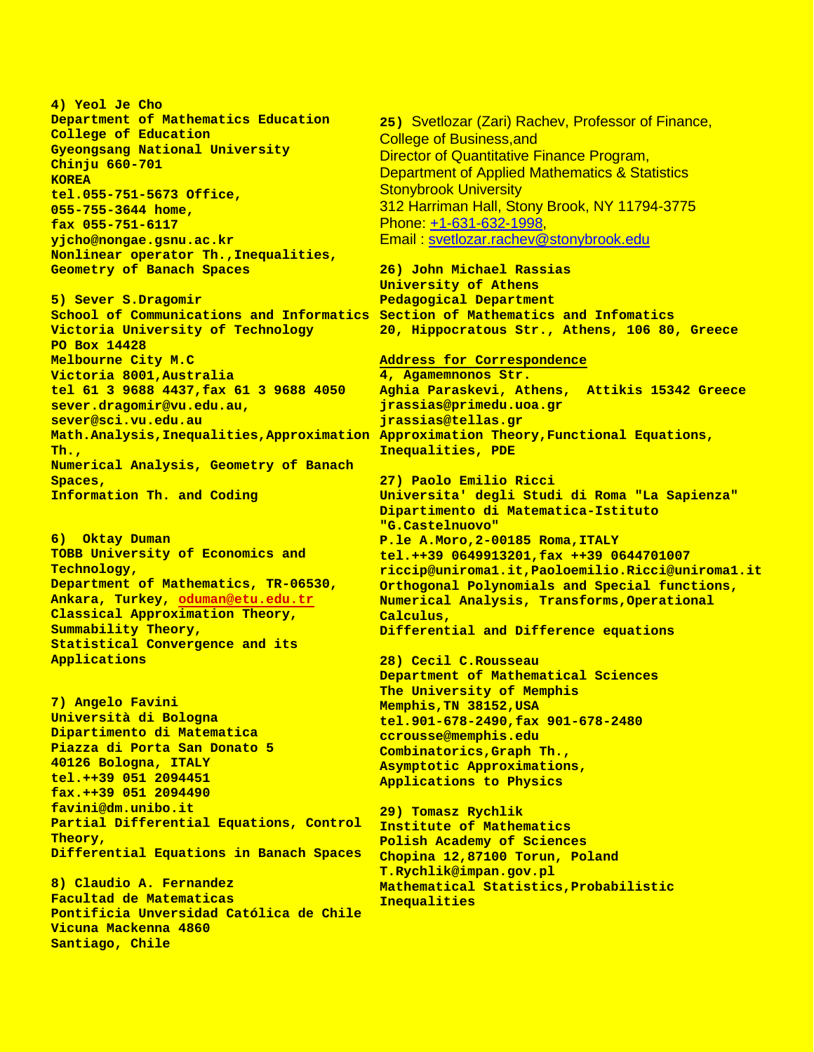**4) Yeol Je Cho**
**Department of Mathematics Education**
**College of Education**
**Gyeongsang National University**
**Chinju 660-701**
**KOREA**
**tel.055-751-5673 Office,**
**055-755-3644 home,**
**fax 055-751-6117**
**yjcho@nongae.gsnu.ac.kr**
**Nonlinear operator Th.,Inequalities,**
**Geometry of Banach Spaces**

**5) Sever S.Dragomir**
**School of Communications and Informatics**
**Victoria University of Technology**
**PO Box 14428**
**Melbourne City M.C**
**Victoria 8001,Australia**
**tel 61 3 9688 4437,fax 61 3 9688 4050**
**sever.dragomir@vu.edu.au,**
**sever@sci.vu.edu.au**
**Math.Analysis,Inequalities,Approximation Th.,**
**Numerical Analysis, Geometry of Banach Spaces,**
**Information Th. and Coding**

**6) Oktay Duman**
**TOBB University of Economics and Technology,**
**Department of Mathematics, TR-06530, Ankara, Turkey, oduman@etu.edu.tr**
**Classical Approximation Theory,**
**Summability Theory,**
**Statistical Convergence and its Applications**

**7) Angelo Favini**
**Università di Bologna**
**Dipartimento di Matematica**
**Piazza di Porta San Donato 5**
**40126 Bologna, ITALY**
**tel.++39 051 2094451**
**fax.++39 051 2094490**
**favini@dm.unibo.it**
**Partial Differential Equations, Control Theory,**
**Differential Equations in Banach Spaces**

**8) Claudio A. Fernandez**
**Facultad de Matematicas**
**Pontificia Unversidad Católica de Chile**
**Vicuna Mackenna 4860**
**Santiago, Chile**

**25)** Svetlozar (Zari) Rachev, Professor of Finance,
College of Business,and
Director of Quantitative Finance Program,
Department of Applied Mathematics & Statistics
Stonybrook University
312 Harriman Hall, Stony Brook, NY 11794-3775
Phone: +1-631-632-1998,
Email : svetlozar.rachev@stonybrook.edu

**26) John Michael Rassias**
**University of Athens**
**Pedagogical Department**
**Section of Mathematics and Infomatics**
**20, Hippocratous Str., Athens, 106 80, Greece**

**Address for Correspondence**
**4, Agamemnonos Str.**
**Aghia Paraskevi, Athens, Attikis 15342 Greece**
**jrassias@primedu.uoa.gr**
**jrassias@tellas.gr**
**Approximation Theory,Functional Equations,**
**Inequalities, PDE**

**27) Paolo Emilio Ricci**
**Universita' degli Studi di Roma "La Sapienza"**
**Dipartimento di Matematica-Istituto "G.Castelnuovo"**
**P.le A.Moro,2-00185 Roma,ITALY**
**tel.++39 0649913201,fax ++39 0644701007**
**riccip@uniroma1.it,Paoloemilio.Ricci@uniroma1.it**
**Orthogonal Polynomials and Special functions,**
**Numerical Analysis, Transforms,Operational Calculus,**
**Differential and Difference equations**

**28) Cecil C.Rousseau**
**Department of Mathematical Sciences**
**The University of Memphis**
**Memphis,TN 38152,USA**
**tel.901-678-2490,fax 901-678-2480**
**ccrousse@memphis.edu**
**Combinatorics,Graph Th.,**
**Asymptotic Approximations,**
**Applications to Physics**

**29) Tomasz Rychlik**
**Institute of Mathematics**
**Polish Academy of Sciences**
**Chopina 12,87100 Torun, Poland**
**T.Rychlik@impan.gov.pl**
**Mathematical Statistics,Probabilistic Inequalities**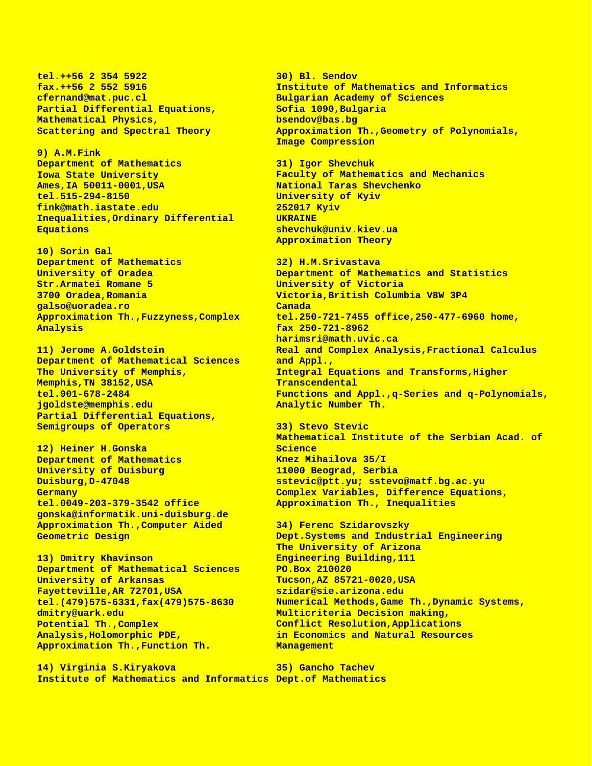tel.++56 2 354 5922
fax.++56 2 552 5916
cfernand@mat.puc.cl
Partial Differential Equations,
Mathematical Physics,
Scattering and Spectral Theory

9) A.M.Fink
Department of Mathematics
Iowa State University
Ames,IA 50011-0001,USA
tel.515-294-8150
fink@math.iastate.edu
Inequalities,Ordinary Differential
Equations

10) Sorin Gal
Department of Mathematics
University of Oradea
Str.Armatei Romane 5
3700 Oradea,Romania
galso@uoradea.ro
Approximation Th.,Fuzzyness,Complex
Analysis

11) Jerome A.Goldstein
Department of Mathematical Sciences
The University of Memphis,
Memphis,TN 38152,USA
tel.901-678-2484
jgoldste@memphis.edu
Partial Differential Equations,
Semigroups of Operators

12) Heiner H.Gonska
Department of Mathematics
University of Duisburg
Duisburg,D-47048
Germany
tel.0049-203-379-3542 office
gonska@informatik.uni-duisburg.de
Approximation Th.,Computer Aided
Geometric Design

13) Dmitry Khavinson
Department of Mathematical Sciences
University of Arkansas
Fayetteville,AR 72701,USA
tel.(479)575-6331,fax(479)575-8630
dmitry@uark.edu
Potential Th.,Complex
Analysis,Holomorphic PDE,
Approximation Th.,Function Th.

14) Virginia S.Kiryakova
Institute of Mathematics and Informatics

30) Bl. Sendov
Institute of Mathematics and Informatics
Bulgarian Academy of Sciences
Sofia 1090,Bulgaria
bsendov@bas.bg
Approximation Th.,Geometry of Polynomials,
Image Compression

31) Igor Shevchuk
Faculty of Mathematics and Mechanics
National Taras Shevchenko
University of Kyiv
252017 Kyiv
UKRAINE
shevchuk@univ.kiev.ua
Approximation Theory

32) H.M.Srivastava
Department of Mathematics and Statistics
University of Victoria
Victoria,British Columbia V8W 3P4
Canada
tel.250-721-7455 office,250-477-6960 home,
fax 250-721-8962
harimsri@math.uvic.ca
Real and Complex Analysis,Fractional Calculus
and Appl.,
Integral Equations and Transforms,Higher
Transcendental
Functions and Appl.,q-Series and q-Polynomials,
Analytic Number Th.

33) Stevo Stevic
Mathematical Institute of the Serbian Acad. of
Science
Knez Mihailova 35/I
11000 Beograd, Serbia
sstevic@ptt.yu; sstevo@matf.bg.ac.yu
Complex Variables, Difference Equations,
Approximation Th., Inequalities

34) Ferenc Szidarovszky
Dept.Systems and Industrial Engineering
The University of Arizona
Engineering Building,111
PO.Box 210020
Tucson,AZ 85721-0020,USA
szidar@sie.arizona.edu
Numerical Methods,Game Th.,Dynamic Systems,
Multicriteria Decision making,
Conflict Resolution,Applications
in Economics and Natural Resources
Management

35) Gancho Tachev
Dept.of Mathematics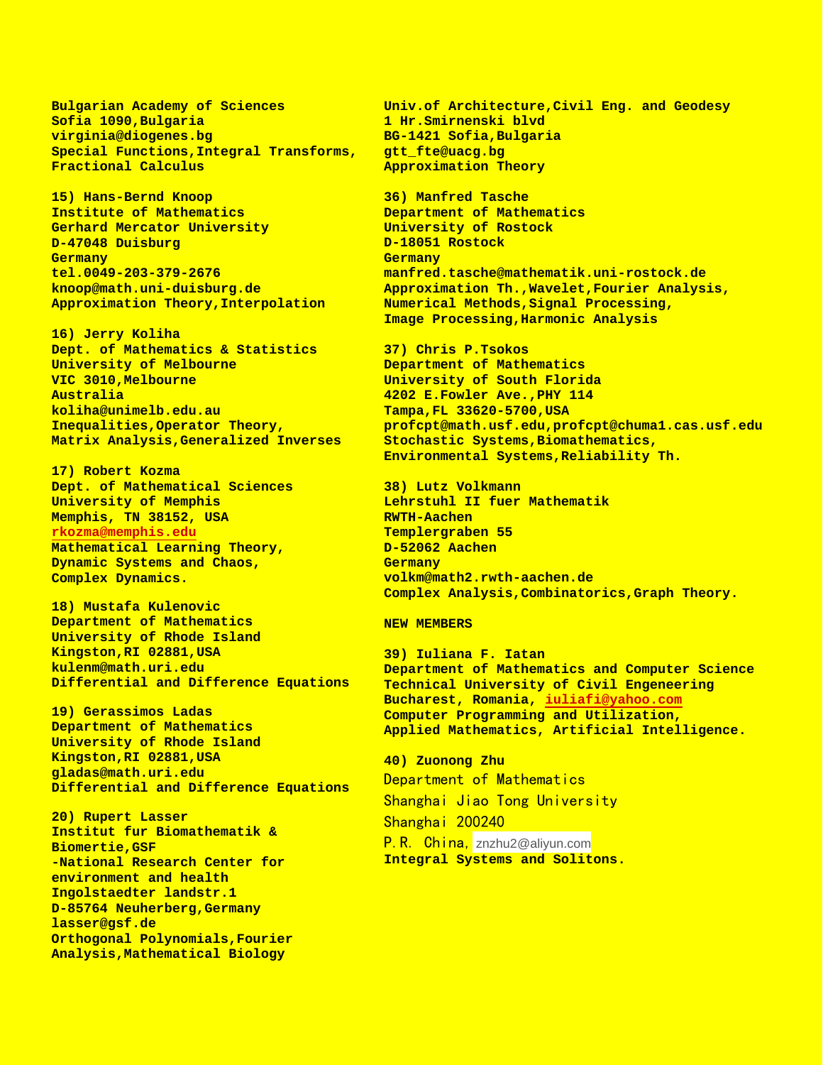Bulgarian Academy of Sciences
Sofia 1090,Bulgaria
virginia@diogenes.bg
Special Functions,Integral Transforms,
Fractional Calculus

15) Hans-Bernd Knoop
Institute of Mathematics
Gerhard Mercator University
D-47048 Duisburg
Germany
tel.0049-203-379-2676
knoop@math.uni-duisburg.de
Approximation Theory,Interpolation

16) Jerry Koliha
Dept. of Mathematics & Statistics
University of Melbourne
VIC 3010,Melbourne
Australia
koliha@unimelb.edu.au
Inequalities,Operator Theory,
Matrix Analysis,Generalized Inverses

17) Robert Kozma
Dept. of Mathematical Sciences
University of Memphis
Memphis, TN 38152, USA
rkozma@memphis.edu
Mathematical Learning Theory,
Dynamic Systems and Chaos,
Complex Dynamics.

18) Mustafa Kulenovic
Department of Mathematics
University of Rhode Island
Kingston,RI 02881,USA
kulenm@math.uri.edu
Differential and Difference Equations

19) Gerassimos Ladas
Department of Mathematics
University of Rhode Island
Kingston,RI 02881,USA
gladas@math.uri.edu
Differential and Difference Equations

20) Rupert Lasser
Institut fur Biomathematik &
Biomertie,GSF
-National Research Center for
environment and health
Ingolstaedter landstr.1
D-85764 Neuherberg,Germany
lasser@gsf.de
Orthogonal Polynomials,Fourier
Analysis,Mathematical Biology

Univ.of Architecture,Civil Eng. and Geodesy
1 Hr.Smirnenski blvd
BG-1421 Sofia,Bulgaria
gtt_fte@uacg.bg
Approximation Theory

36) Manfred Tasche
Department of Mathematics
University of Rostock
D-18051 Rostock
Germany
manfred.tasche@mathematik.uni-rostock.de
Approximation Th.,Wavelet,Fourier Analysis,
Numerical Methods,Signal Processing,
Image Processing,Harmonic Analysis

37) Chris P.Tsokos
Department of Mathematics
University of South Florida
4202 E.Fowler Ave.,PHY 114
Tampa,FL 33620-5700,USA
profcpt@math.usf.edu,profcpt@chuma1.cas.usf.edu
Stochastic Systems,Biomathematics,
Environmental Systems,Reliability Th.

38) Lutz Volkmann
Lehrstuhl II fuer Mathematik
RWTH-Aachen
Templergraben 55
D-52062 Aachen
Germany
volkm@math2.rwth-aachen.de
Complex Analysis,Combinatorics,Graph Theory.

NEW MEMBERS

39) Iuliana F. Iatan
Department of Mathematics and Computer Science
Technical University of Civil Engeneering
Bucharest, Romania, iuliafi@yahoo.com
Computer Programming and Utilization,
Applied Mathematics, Artificial Intelligence.

40) Zuonong Zhu
Department of Mathematics
Shanghai Jiao Tong University
Shanghai 200240
P.R. China, znzhu2@aliyun.com
Integral Systems and Solitons.